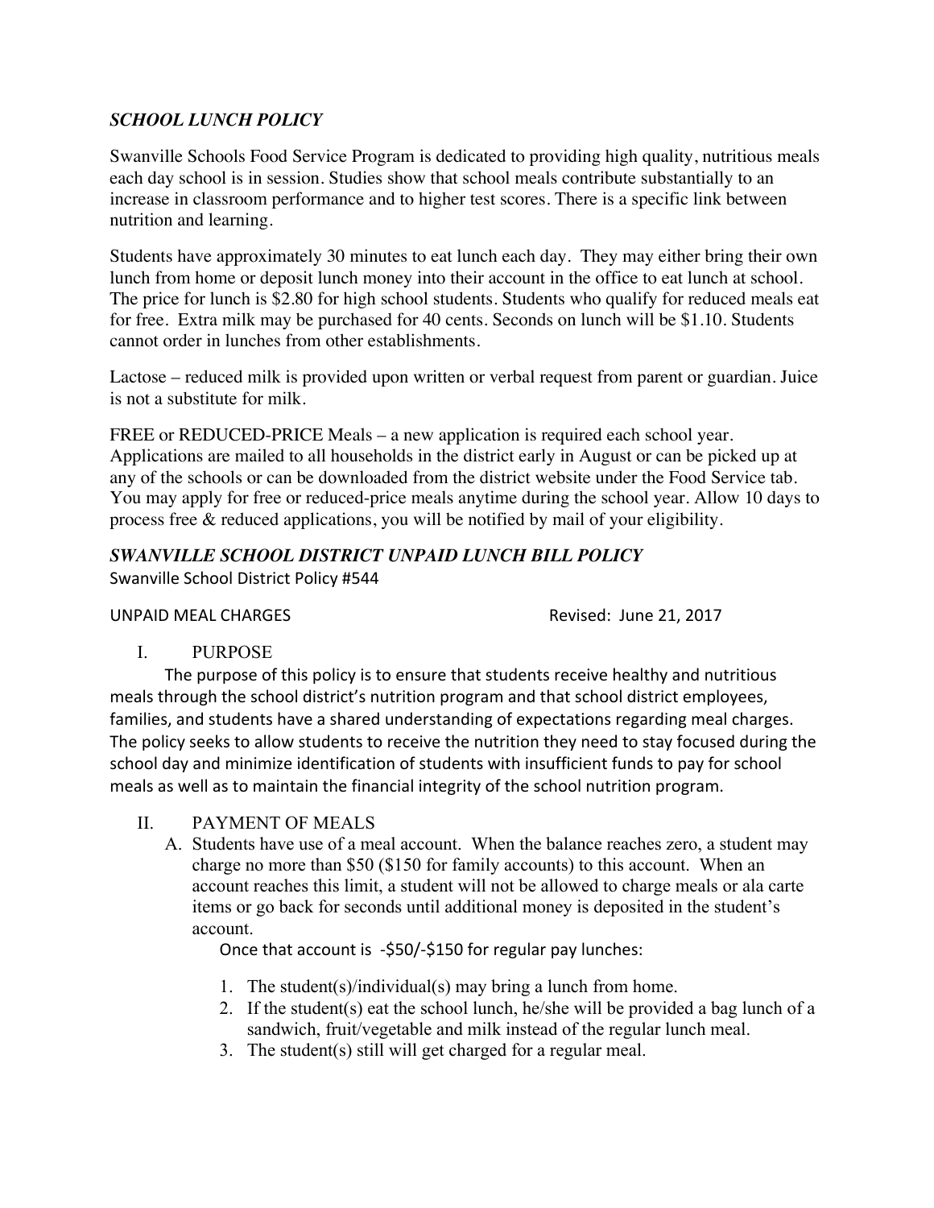## *SCHOOL LUNCH POLICY*

Swanville Schools Food Service Program is dedicated to providing high quality, nutritious meals each day school is in session. Studies show that school meals contribute substantially to an increase in classroom performance and to higher test scores. There is a specific link between nutrition and learning.

Students have approximately 30 minutes to eat lunch each day. They may either bring their own lunch from home or deposit lunch money into their account in the office to eat lunch at school. The price for lunch is $2.80 for high school students. Students who qualify for reduced meals eat for free. Extra milk may be purchased for 40 cents. Seconds on lunch will be $1.10. Students cannot order in lunches from other establishments.

Lactose – reduced milk is provided upon written or verbal request from parent or guardian. Juice is not a substitute for milk.

FREE or REDUCED-PRICE Meals – a new application is required each school year. Applications are mailed to all households in the district early in August or can be picked up at any of the schools or can be downloaded from the district website under the Food Service tab. You may apply for free or reduced-price meals anytime during the school year. Allow 10 days to process free & reduced applications, you will be notified by mail of your eligibility.

## *SWANVILLE SCHOOL DISTRICT UNPAID LUNCH BILL POLICY*

Swanville School District Policy #544

UNPAID MEAL CHARGES Revised: June 21, 2017

### I. PURPOSE

The purpose of this policy is to ensure that students receive healthy and nutritious meals through the school district's nutrition program and that school district employees, families, and students have a shared understanding of expectations regarding meal charges. The policy seeks to allow students to receive the nutrition they need to stay focused during the school day and minimize identification of students with insufficient funds to pay for school meals as well as to maintain the financial integrity of the school nutrition program.

### II. PAYMENT OF MEALS

A. Students have use of a meal account. When the balance reaches zero, a student may charge no more than $50 ($150 for family accounts) to this account. When an account reaches this limit, a student will not be allowed to charge meals or ala carte items or go back for seconds until additional money is deposited in the student's account.

Once that account is -$50/-$150 for regular pay lunches:

1. The student(s)/individual(s) may bring a lunch from home.
2. If the student(s) eat the school lunch, he/she will be provided a bag lunch of a sandwich, fruit/vegetable and milk instead of the regular lunch meal.
3. The student(s) still will get charged for a regular meal.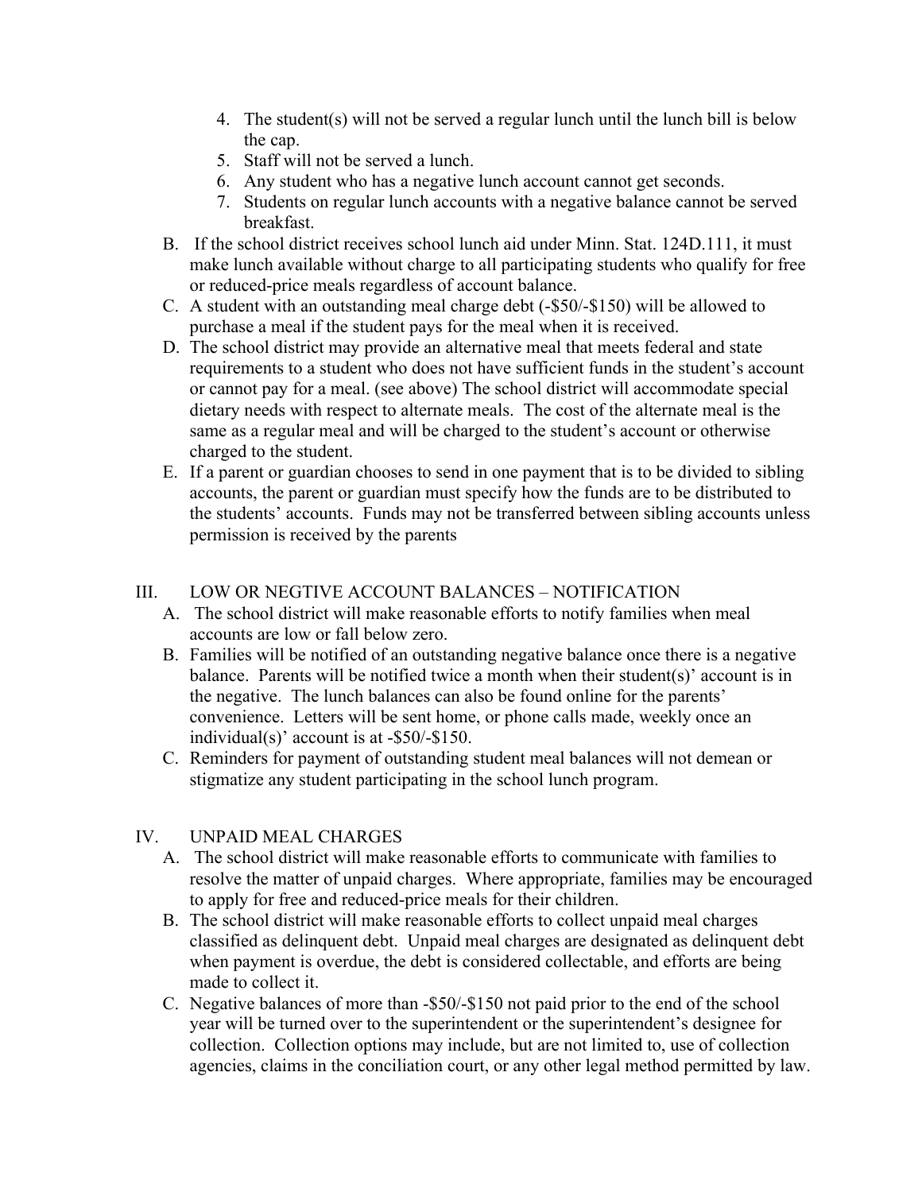4. The student(s) will not be served a regular lunch until the lunch bill is below the cap.
5. Staff will not be served a lunch.
6. Any student who has a negative lunch account cannot get seconds.
7. Students on regular lunch accounts with a negative balance cannot be served breakfast.

B. If the school district receives school lunch aid under Minn. Stat. 124D.111, it must make lunch available without charge to all participating students who qualify for free or reduced-price meals regardless of account balance.

C. A student with an outstanding meal charge debt (-$50/-$150) will be allowed to purchase a meal if the student pays for the meal when it is received.

D. The school district may provide an alternative meal that meets federal and state requirements to a student who does not have sufficient funds in the student's account or cannot pay for a meal. (see above) The school district will accommodate special dietary needs with respect to alternate meals. The cost of the alternate meal is the same as a regular meal and will be charged to the student's account or otherwise charged to the student.

E. If a parent or guardian chooses to send in one payment that is to be divided to sibling accounts, the parent or guardian must specify how the funds are to be distributed to the students' accounts. Funds may not be transferred between sibling accounts unless permission is received by the parents

## III. LOW OR NEGTIVE ACCOUNT BALANCES – NOTIFICATION

A. The school district will make reasonable efforts to notify families when meal accounts are low or fall below zero.

B. Families will be notified of an outstanding negative balance once there is a negative balance. Parents will be notified twice a month when their student(s)' account is in the negative. The lunch balances can also be found online for the parents' convenience. Letters will be sent home, or phone calls made, weekly once an individual(s)' account is at -$50/-$150.

C. Reminders for payment of outstanding student meal balances will not demean or stigmatize any student participating in the school lunch program.

## IV. UNPAID MEAL CHARGES

A. The school district will make reasonable efforts to communicate with families to resolve the matter of unpaid charges. Where appropriate, families may be encouraged to apply for free and reduced-price meals for their children.

B. The school district will make reasonable efforts to collect unpaid meal charges classified as delinquent debt. Unpaid meal charges are designated as delinquent debt when payment is overdue, the debt is considered collectable, and efforts are being made to collect it.

C. Negative balances of more than -$50/-$150 not paid prior to the end of the school year will be turned over to the superintendent or the superintendent's designee for collection. Collection options may include, but are not limited to, use of collection agencies, claims in the conciliation court, or any other legal method permitted by law.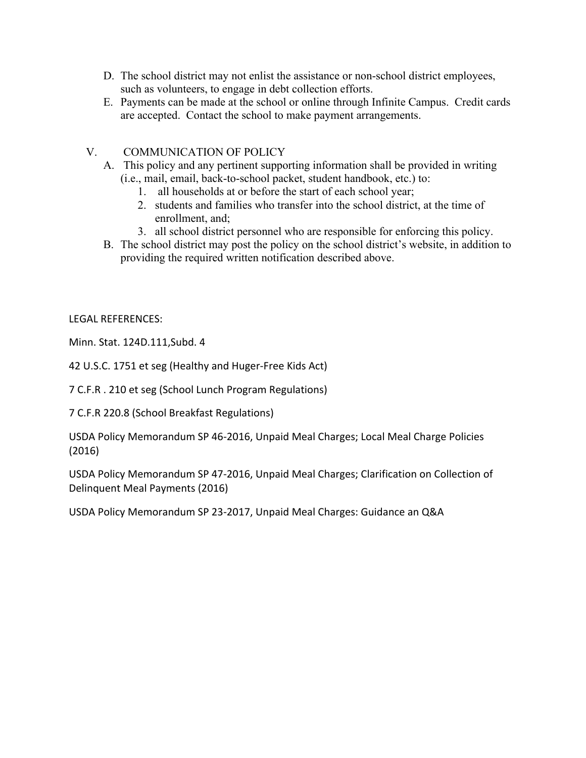D. The school district may not enlist the assistance or non-school district employees, such as volunteers, to engage in debt collection efforts.
E. Payments can be made at the school or online through Infinite Campus. Credit cards are accepted. Contact the school to make payment arrangements.

## V. COMMUNICATION OF POLICY

A. This policy and any pertinent supporting information shall be provided in writing (i.e., mail, email, back-to-school packet, student handbook, etc.) to:
   1. all households at or before the start of each school year;
   2. students and families who transfer into the school district, at the time of enrollment, and;
   3. all school district personnel who are responsible for enforcing this policy.

B. The school district may post the policy on the school district's website, in addition to providing the required written notification described above.

LEGAL REFERENCES:

Minn. Stat. 124D.111,Subd. 4

42 U.S.C. 1751 et seg (Healthy and Huger-Free Kids Act)

7 C.F.R . 210 et seg (School Lunch Program Regulations)

7 C.F.R 220.8 (School Breakfast Regulations)

USDA Policy Memorandum SP 46-2016, Unpaid Meal Charges; Local Meal Charge Policies (2016)

USDA Policy Memorandum SP 47-2016, Unpaid Meal Charges; Clarification on Collection of Delinquent Meal Payments (2016)

USDA Policy Memorandum SP 23-2017, Unpaid Meal Charges: Guidance an Q&A